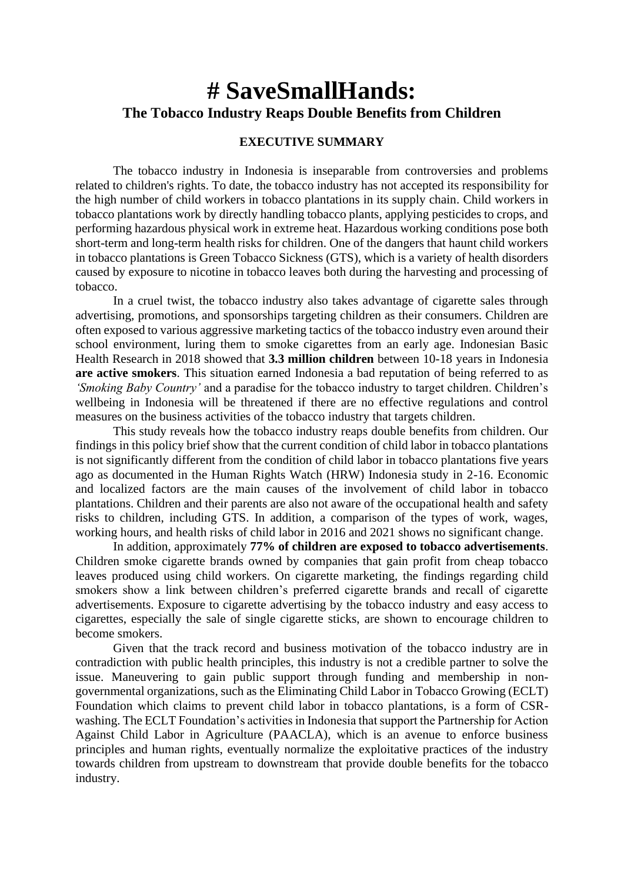# # SaveSmallHands:

## The Tobacco Industry Reaps Double Benefits from Children

### EXECUTIVE SUMMARY

The tobacco industry in Indonesia is inseparable from controversies and problems related to children's rights. To date, the tobacco industry has not accepted its responsibility for the high number of child workers in tobacco plantations in its supply chain. Child workers in tobacco plantations work by directly handling tobacco plants, applying pesticides to crops, and performing hazardous physical work in extreme heat. Hazardous working conditions pose both short-term and long-term health risks for children. One of the dangers that haunt child workers in tobacco plantations is Green Tobacco Sickness (GTS), which is a variety of health disorders caused by exposure to nicotine in tobacco leaves both during the harvesting and processing of tobacco.

In a cruel twist, the tobacco industry also takes advantage of cigarette sales through advertising, promotions, and sponsorships targeting children as their consumers. Children are often exposed to various aggressive marketing tactics of the tobacco industry even around their school environment, luring them to smoke cigarettes from an early age. Indonesian Basic Health Research in 2018 showed that **3.3 million children** between 10-18 years in Indonesia **are active smokers**. This situation earned Indonesia a bad reputation of being referred to as *'Smoking Baby Country'* and a paradise for the tobacco industry to target children. Children's wellbeing in Indonesia will be threatened if there are no effective regulations and control measures on the business activities of the tobacco industry that targets children.

This study reveals how the tobacco industry reaps double benefits from children. Our findings in this policy brief show that the current condition of child labor in tobacco plantations is not significantly different from the condition of child labor in tobacco plantations five years ago as documented in the Human Rights Watch (HRW) Indonesia study in 2-16. Economic and localized factors are the main causes of the involvement of child labor in tobacco plantations. Children and their parents are also not aware of the occupational health and safety risks to children, including GTS. In addition, a comparison of the types of work, wages, working hours, and health risks of child labor in 2016 and 2021 shows no significant change.

In addition, approximately **77% of children are exposed to tobacco advertisements**. Children smoke cigarette brands owned by companies that gain profit from cheap tobacco leaves produced using child workers. On cigarette marketing, the findings regarding child smokers show a link between children's preferred cigarette brands and recall of cigarette advertisements. Exposure to cigarette advertising by the tobacco industry and easy access to cigarettes, especially the sale of single cigarette sticks, are shown to encourage children to become smokers.

Given that the track record and business motivation of the tobacco industry are in contradiction with public health principles, this industry is not a credible partner to solve the issue. Maneuvering to gain public support through funding and membership in non-governmental organizations, such as the Eliminating Child Labor in Tobacco Growing (ECLT) Foundation which claims to prevent child labor in tobacco plantations, is a form of CSR-washing. The ECLT Foundation's activities in Indonesia that support the Partnership for Action Against Child Labor in Agriculture (PAACLA), which is an avenue to enforce business principles and human rights, eventually normalize the exploitative practices of the industry towards children from upstream to downstream that provide double benefits for the tobacco industry.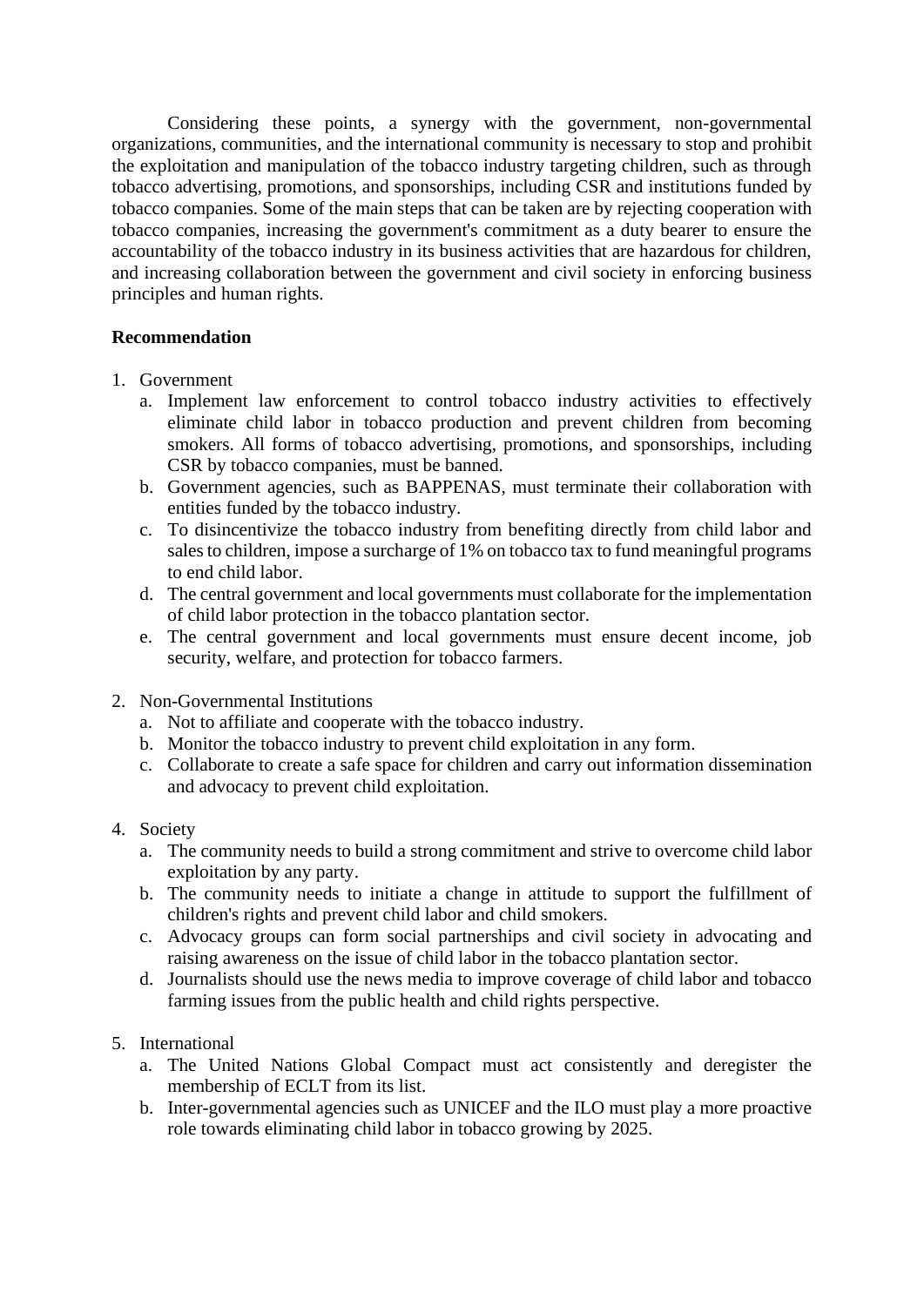Considering these points, a synergy with the government, non-governmental organizations, communities, and the international community is necessary to stop and prohibit the exploitation and manipulation of the tobacco industry targeting children, such as through tobacco advertising, promotions, and sponsorships, including CSR and institutions funded by tobacco companies. Some of the main steps that can be taken are by rejecting cooperation with tobacco companies, increasing the government's commitment as a duty bearer to ensure the accountability of the tobacco industry in its business activities that are hazardous for children, and increasing collaboration between the government and civil society in enforcing business principles and human rights.

**Recommendation**

1. Government
   a. Implement law enforcement to control tobacco industry activities to effectively eliminate child labor in tobacco production and prevent children from becoming smokers. All forms of tobacco advertising, promotions, and sponsorships, including CSR by tobacco companies, must be banned.
   b. Government agencies, such as BAPPENAS, must terminate their collaboration with entities funded by the tobacco industry.
   c. To disincentivize the tobacco industry from benefiting directly from child labor and sales to children, impose a surcharge of 1% on tobacco tax to fund meaningful programs to end child labor.
   d. The central government and local governments must collaborate for the implementation of child labor protection in the tobacco plantation sector.
   e. The central government and local governments must ensure decent income, job security, welfare, and protection for tobacco farmers.

2. Non-Governmental Institutions
   a. Not to affiliate and cooperate with the tobacco industry.
   b. Monitor the tobacco industry to prevent child exploitation in any form.
   c. Collaborate to create a safe space for children and carry out information dissemination and advocacy to prevent child exploitation.

4. Society
   a. The community needs to build a strong commitment and strive to overcome child labor exploitation by any party.
   b. The community needs to initiate a change in attitude to support the fulfillment of children's rights and prevent child labor and child smokers.
   c. Advocacy groups can form social partnerships and civil society in advocating and raising awareness on the issue of child labor in the tobacco plantation sector.
   d. Journalists should use the news media to improve coverage of child labor and tobacco farming issues from the public health and child rights perspective.

5. International
   a. The United Nations Global Compact must act consistently and deregister the membership of ECLT from its list.
   b. Inter-governmental agencies such as UNICEF and the ILO must play a more proactive role towards eliminating child labor in tobacco growing by 2025.